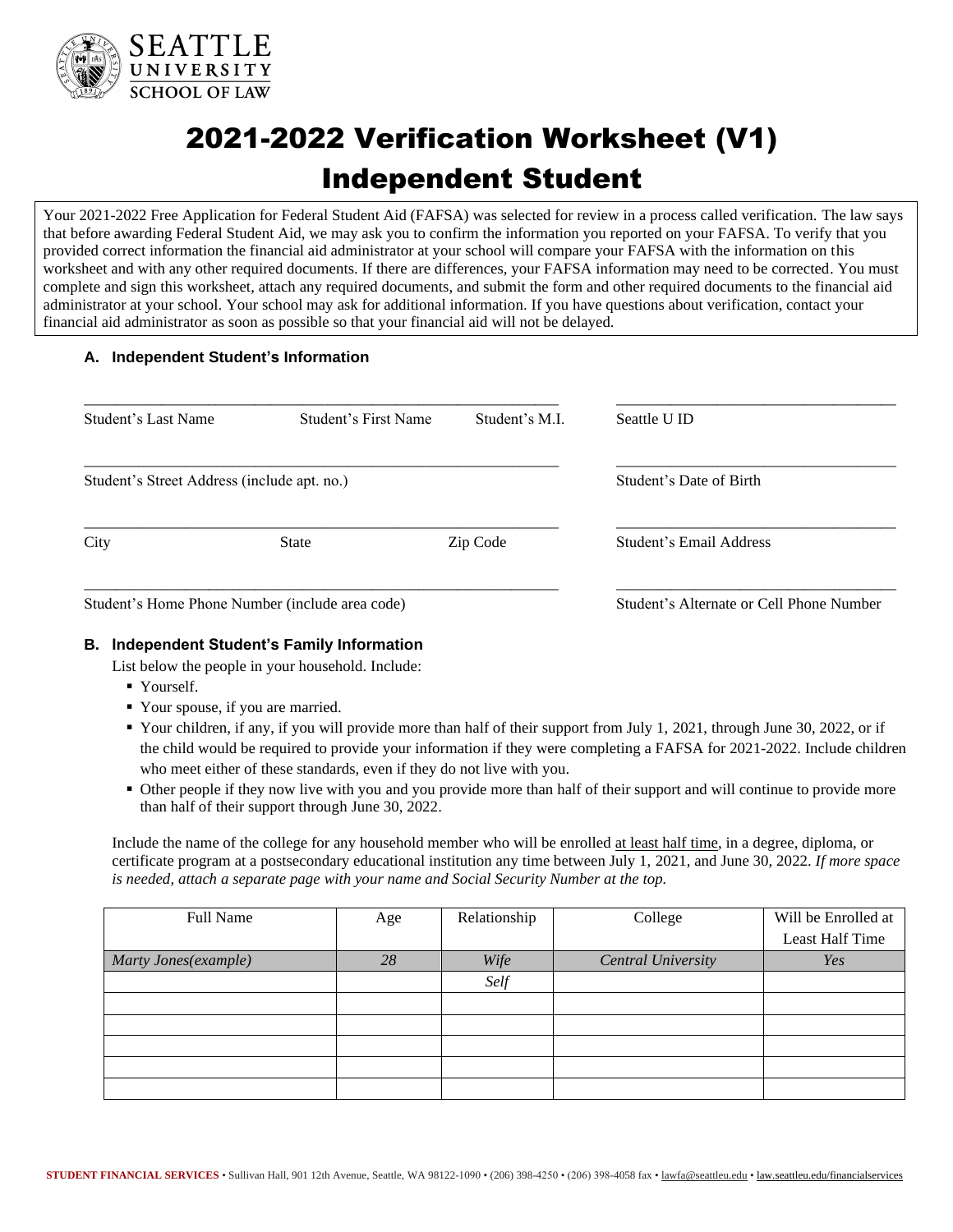SEATTLE UNIVERSITY SCHOOL OF LAW

# 2021-2022 Verification Worksheet (V1)
# Independent Student

Your 2021-2022 Free Application for Federal Student Aid (FAFSA) was selected for review in a process called verification. The law says that before awarding Federal Student Aid, we may ask you to confirm the information you reported on your FAFSA. To verify that you provided correct information the financial aid administrator at your school will compare your FAFSA with the information on this worksheet and with any other required documents. If there are differences, your FAFSA information may need to be corrected. You must complete and sign this worksheet, attach any required documents, and submit the form and other required documents to the financial aid administrator at your school. Your school may ask for additional information. If you have questions about verification, contact your financial aid administrator as soon as possible so that your financial aid will not be delayed.

## A. Independent Student's Information

_______________________________________________ ____________________________

Student's Last Name Student's First Name Student's M.I. Seattle U ID

_______________________________________________ ____________________________

Student's Street Address (include apt. no.) Student's Date of Birth

_______________________________________________ ____________________________

City State Zip Code Student's Email Address

_______________________________________________ ____________________________

Student's Home Phone Number (include area code) Student's Alternate or Cell Phone Number

## B. Independent Student's Family Information

List below the people in your household. Include:

- Yourself.
- Your spouse, if you are married.
- Your children, if any, if you will provide more than half of their support from July 1, 2021, through June 30, 2022, or if the child would be required to provide your information if they were completing a FAFSA for 2021-2022. Include children who meet either of these standards, even if they do not live with you.
- Other people if they now live with you and you provide more than half of their support and will continue to provide more than half of their support through June 30, 2022.

Include the name of the college for any household member who will be enrolled at least half time, in a degree, diploma, or certificate program at a postsecondary educational institution any time between July 1, 2021, and June 30, 2022. *If more space is needed, attach a separate page with your name and Social Security Number at the top.*

| Full Name | Age | Relationship | College | Will be Enrolled at Least Half Time |
|---|---|---|---|---|
| *Marty Jones(example)* | *28* | *Wife* | *Central University* | *Yes* |
| | | *Self* | | |
| | | | | |
| | | | | |
| | | | | |
| | | | | |
| | | | | |

**STUDENT FINANCIAL SERVICES** • Sullivan Hall, 901 12th Avenue, Seattle, WA 98122-1090 • (206) 398-4250 • (206) 398-4058 fax • lawfa@seattleu.edu • law.seattleu.edu/financialservices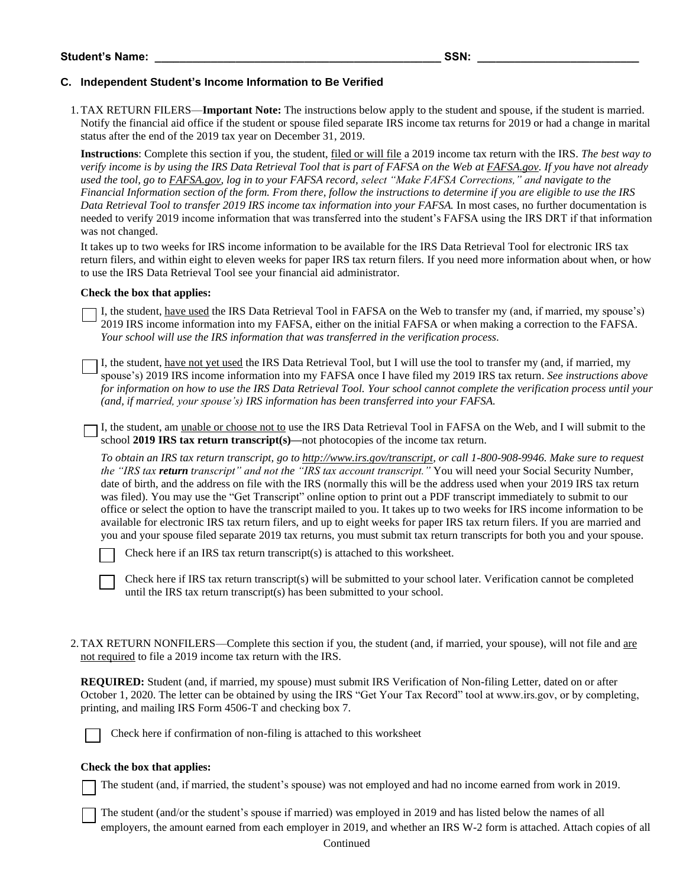**Student's Name: _______________________________________________ SSN: __________________________**

### C. Independent Student's Income Information to Be Verified

1. TAX RETURN FILERS—**Important Note:** The instructions below apply to the student and spouse, if the student is married. Notify the financial aid office if the student or spouse filed separate IRS income tax returns for 2019 or had a change in marital status after the end of the 2019 tax year on December 31, 2019.

   **Instructions**: Complete this section if you, the student, filed or will file a 2019 income tax return with the IRS. *The best way to verify income is by using the IRS Data Retrieval Tool that is part of FAFSA on the Web at FAFSA.gov. If you have not already used the tool, go to FAFSA.gov, log in to your FAFSA record, select "Make FAFSA Corrections," and navigate to the Financial Information section of the form. From there, follow the instructions to determine if you are eligible to use the IRS Data Retrieval Tool to transfer 2019 IRS income tax information into your FAFSA.* In most cases, no further documentation is needed to verify 2019 income information that was transferred into the student's FAFSA using the IRS DRT if that information was not changed.

   It takes up to two weeks for IRS income information to be available for the IRS Data Retrieval Tool for electronic IRS tax return filers, and within eight to eleven weeks for paper IRS tax return filers. If you need more information about when, or how to use the IRS Data Retrieval Tool see your financial aid administrator.

   **Check the box that applies:**

   ☐ I, the student, have used the IRS Data Retrieval Tool in FAFSA on the Web to transfer my (and, if married, my spouse's) 2019 IRS income information into my FAFSA, either on the initial FAFSA or when making a correction to the FAFSA. *Your school will use the IRS information that was transferred in the verification process.*

   ☐ I, the student, have not yet used the IRS Data Retrieval Tool, but I will use the tool to transfer my (and, if married, my spouse's) 2019 IRS income information into my FAFSA once I have filed my 2019 IRS tax return. *See instructions above for information on how to use the IRS Data Retrieval Tool. Your school cannot complete the verification process until your (and, if married, your spouse's) IRS information has been transferred into your FAFSA.*

   ☐ I, the student, am unable or choose not to use the IRS Data Retrieval Tool in FAFSA on the Web, and I will submit to the school **2019 IRS tax return transcript(s)—**not photocopies of the income tax return.

   *To obtain an IRS tax return transcript, go to http://www.irs.gov/transcript, or call 1-800-908-9946. Make sure to request the "IRS tax **return** transcript" and not the "IRS tax account transcript."* You will need your Social Security Number, date of birth, and the address on file with the IRS (normally this will be the address used when your 2019 IRS tax return was filed). You may use the "Get Transcript" online option to print out a PDF transcript immediately to submit to our office or select the option to have the transcript mailed to you. It takes up to two weeks for IRS income information to be available for electronic IRS tax return filers, and up to eight weeks for paper IRS tax return filers. If you are married and you and your spouse filed separate 2019 tax returns, you must submit tax return transcripts for both you and your spouse.

   ☐ Check here if an IRS tax return transcript(s) is attached to this worksheet.

   ☐ Check here if IRS tax return transcript(s) will be submitted to your school later. Verification cannot be completed until the IRS tax return transcript(s) has been submitted to your school.

2. TAX RETURN NONFILERS—Complete this section if you, the student (and, if married, your spouse), will not file and are not required to file a 2019 income tax return with the IRS.

   **REQUIRED:** Student (and, if married, my spouse) must submit IRS Verification of Non-filing Letter, dated on or after October 1, 2020. The letter can be obtained by using the IRS "Get Your Tax Record" tool at www.irs.gov, or by completing, printing, and mailing IRS Form 4506-T and checking box 7.

   ☐ Check here if confirmation of non-filing is attached to this worksheet

   **Check the box that applies:**

   ☐ The student (and, if married, the student's spouse) was not employed and had no income earned from work in 2019.

   ☐ The student (and/or the student's spouse if married) was employed in 2019 and has listed below the names of all employers, the amount earned from each employer in 2019, and whether an IRS W-2 form is attached. Attach copies of all

Continued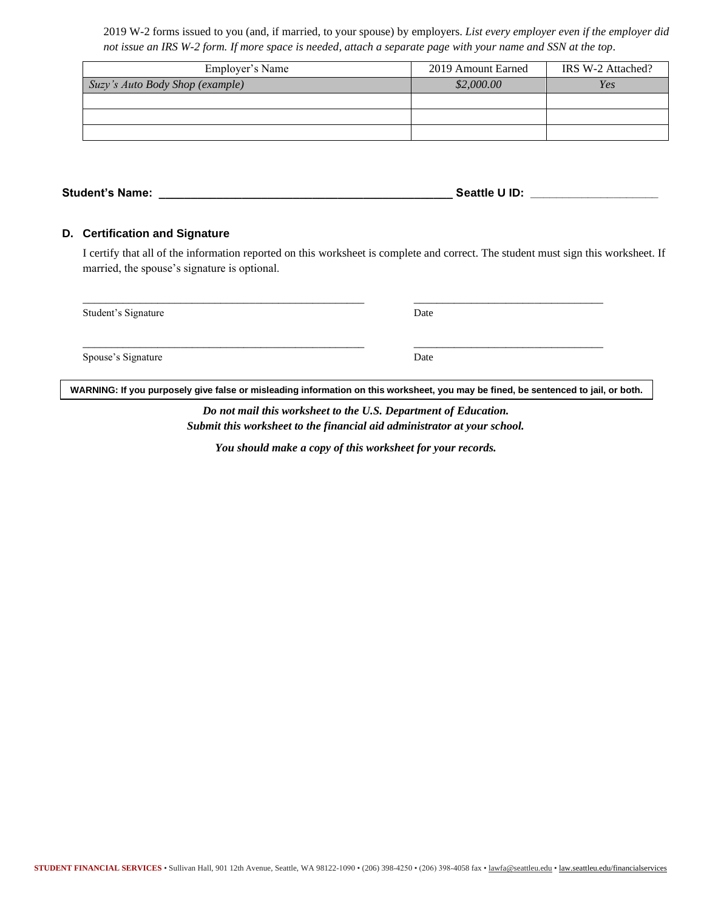2019 W-2 forms issued to you (and, if married, to your spouse) by employers. *List every employer even if the employer did not issue an IRS W-2 form. If more space is needed, attach a separate page with your name and SSN at the top*.

| Employer's Name | 2019 Amount Earned | IRS W-2 Attached? |
|---|---|---|
| *Suzy's Auto Body Shop (example)* | *$2,000.00* | *Yes* |
| | | |
| | | |
| | | |

**Student's Name: _______________________________________________ Seattle U ID: ____________________**

## D. Certification and Signature

I certify that all of the information reported on this worksheet is complete and correct. The student must sign this worksheet. If married, the spouse's signature is optional.

_____________________________________________ _________________________________

Student's Signature Date

_____________________________________________ _________________________________

Spouse's Signature Date

**WARNING: If you purposely give false or misleading information on this worksheet, you may be fined, be sentenced to jail, or both.**

***Do not mail this worksheet to the U.S. Department of Education.***
***Submit this worksheet to the financial aid administrator at your school.***

***You should make a copy of this worksheet for your records.***

**STUDENT FINANCIAL SERVICES** • Sullivan Hall, 901 12th Avenue, Seattle, WA 98122-1090 • (206) 398-4250 • (206) 398-4058 fax • lawfa@seattleu.edu • law.seattleu.edu/financialservices